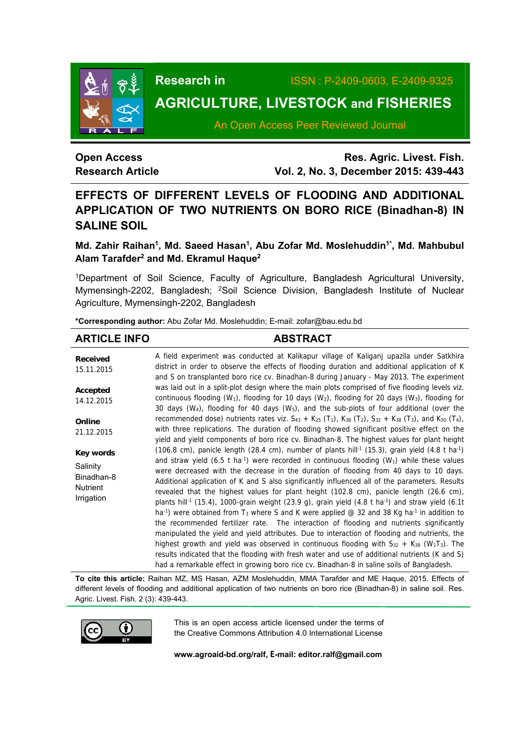Research in **AGRICULTURE, LIVESTOCK and FISHERIES**

ISSN : P-2409-0603, E-2409-9325

An Open Access Peer Reviewed Journal

**Open Access**
**Research Article**

**Res. Agric. Livest. Fish.**
**Vol. 2, No. 3, December 2015: 439-443**

# EFFECTS OF DIFFERENT LEVELS OF FLOODING AND ADDITIONAL APPLICATION OF TWO NUTRIENTS ON BORO RICE (Binadhan-8) IN SALINE SOIL

**Md. Zahir Raihan[1], Md. Saeed Hasan[1], Abu Zofar Md. Moslehuddin[1*], Md. Mahbubul Alam Tarafder[2] and Md. Ekramul Haque[2]**

[1]Department of Soil Science, Faculty of Agriculture, Bangladesh Agricultural University, Mymensingh-2202, Bangladesh; [2]Soil Science Division, Bangladesh Institute of Nuclear Agriculture, Mymensingh-2202, Bangladesh

**\*Corresponding author:** Abu Zofar Md. Moslehuddin; E-mail: zofar@bau.edu.bd

## ARTICLE INFO

**Received**
15.11.2015

**Accepted**
14.12.2015

**Online**
21.12.2015

**Key words**
Salinity
Binadhan-8
Nutrient
Irrigation

## ABSTRACT

A field experiment was conducted at Kalikapur village of Kaliganj upazila under Satkhira district in order to observe the effects of flooding duration and additional application of K and S on transplanted boro rice cv. Binadhan-8 during January - May 2013. The experiment was laid out in a split-plot design where the main plots comprised of five flooding levels viz. continuous flooding ($W_1$), flooding for 10 days ($W_2$), flooding for 20 days ($W_3$), flooding for 30 days ($W_4$), flooding for 40 days ($W_5$), and the sub-plots of four additional (over the recommended dose) nutrients rates viz. $S_{43}$ + $K_{25}$ ($T_1$), $K_{38}$ ($T_2$), $S_{32}$ + $K_{38}$ ($T_3$), and $K_{50}$ ($T_4$), with three replications. The duration of flooding showed significant positive effect on the yield and yield components of boro rice cv. Binadhan-8. The highest values for plant height (106.8 cm), panicle length (28.4 cm), number of plants hill$^{-1}$ (15.3), grain yield (4.8 t ha$^{-1}$) and straw yield (6.5 t ha$^{-1}$) were recorded in continuous flooding ($W_1$) while these values were decreased with the decrease in the duration of flooding from 40 days to 10 days. Additional application of K and S also significantly influenced all of the parameters. Results revealed that the highest values for plant height (102.8 cm), panicle length (26.6 cm), plants hill$^{-1}$ (15.4), 1000-grain weight (23.9 g), grain yield (4.8 t ha$^{-1}$) and straw yield (6.1t ha$^{-1}$) were obtained from $T_3$ where S and K were applied @ 32 and 38 Kg ha$^{-1}$ in addition to the recommended fertilizer rate. The interaction of flooding and nutrients significantly manipulated the yield and yield attributes. Due to interaction of flooding and nutrients, the highest growth and yield was observed in continuous flooding with $S_{32}$ + $K_{38}$ ($W_1T_3$). The results indicated that the flooding with fresh water and use of additional nutrients (K and S) had a remarkable effect in growing boro rice cv. Binadhan-8 in saline soils of Bangladesh.

**To cite this article:** Raihan MZ, MS Hasan, AZM Moslehuddin, MMA Tarafder and ME Haque, 2015. Effects of different levels of flooding and additional application of two nutrients on boro rice (Binadhan-8) in saline soil. Res. Agric. Livest. Fish. 2 (3): 439-443.

This is an open access article licensed under the terms of the Creative Commons Attribution 4.0 International License

**www.agroaid-bd.org/ralf, E-mail: editor.ralf@gmail.com**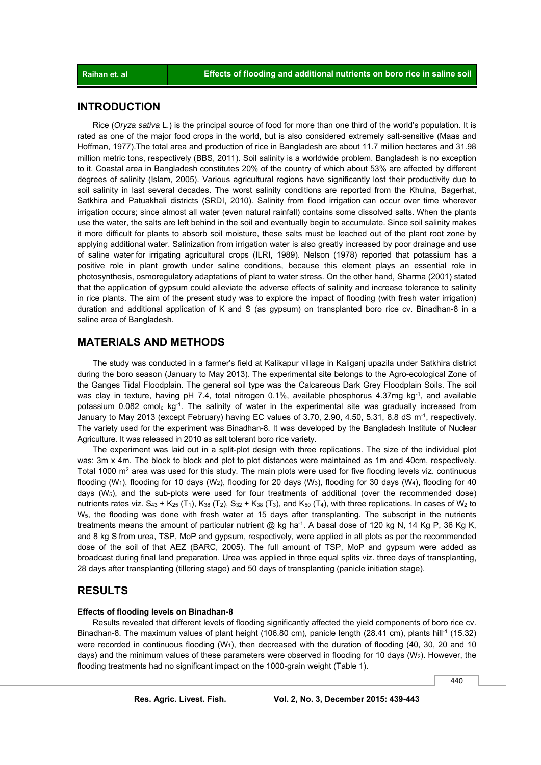## INTRODUCTION

Rice (*Oryza sativa* L.) is the principal source of food for more than one third of the world's population. It is rated as one of the major food crops in the world, but is also considered extremely salt-sensitive (Maas and Hoffman, 1977).The total area and production of rice in Bangladesh are about 11.7 million hectares and 31.98 million metric tons, respectively (BBS, 2011). Soil salinity is a worldwide problem. Bangladesh is no exception to it. Coastal area in Bangladesh constitutes 20% of the country of which about 53% are affected by different degrees of salinity (Islam, 2005). Various agricultural regions have significantly lost their productivity due to soil salinity in last several decades. The worst salinity conditions are reported from the Khulna, Bagerhat, Satkhira and Patuakhali districts (SRDI, 2010). Salinity from flood irrigation can occur over time wherever irrigation occurs; since almost all water (even natural rainfall) contains some dissolved salts. When the plants use the water, the salts are left behind in the soil and eventually begin to accumulate. Since soil salinity makes it more difficult for plants to absorb soil moisture, these salts must be leached out of the plant root zone by applying additional water. Salinization from irrigation water is also greatly increased by poor drainage and use of saline water for irrigating agricultural crops (ILRI, 1989). Nelson (1978) reported that potassium has a positive role in plant growth under saline conditions, because this element plays an essential role in photosynthesis, osmoregulatory adaptations of plant to water stress. On the other hand, Sharma (2001) stated that the application of gypsum could alleviate the adverse effects of salinity and increase tolerance to salinity in rice plants. The aim of the present study was to explore the impact of flooding (with fresh water irrigation) duration and additional application of K and S (as gypsum) on transplanted boro rice cv. Binadhan-8 in a saline area of Bangladesh.

## MATERIALS AND METHODS

The study was conducted in a farmer's field at Kalikapur village in Kaliganj upazila under Satkhira district during the boro season (January to May 2013). The experimental site belongs to the Agro-ecological Zone of the Ganges Tidal Floodplain. The general soil type was the Calcareous Dark Grey Floodplain Soils. The soil was clay in texture, having pH 7.4, total nitrogen 0.1%, available phosphorus 4.37mg $kg^{-1}$, and available potassium 0.082 $cmol_c$ $kg^{-1}$. The salinity of water in the experimental site was gradually increased from January to May 2013 (except February) having EC values of 3.70, 2.90, 4.50, 5.31, 8.8 dS $m^{-1}$, respectively. The variety used for the experiment was Binadhan-8. It was developed by the Bangladesh Institute of Nuclear Agriculture. It was released in 2010 as salt tolerant boro rice variety.

The experiment was laid out in a split-plot design with three replications. The size of the individual plot was: 3m x 4m. The block to block and plot to plot distances were maintained as 1m and 40cm, respectively. Total 1000 $m^2$ area was used for this study. The main plots were used for five flooding levels viz. continuous flooding ($W_1$), flooding for 10 days ($W_2$), flooding for 20 days ($W_3$), flooding for 30 days ($W_4$), flooding for 40 days ($W_5$), and the sub-plots were used for four treatments of additional (over the recommended dose) nutrients rates viz. $S_{43}$ + $K_{25}$ ($T_1$), $K_{38}$ ($T_2$), $S_{32}$ + $K_{38}$ ($T_3$), and $K_{50}$ ($T_4$), with three replications. In cases of $W_2$ to $W_5$, the flooding was done with fresh water at 15 days after transplanting. The subscript in the nutrients treatments means the amount of particular nutrient @ kg $ha^{-1}$. A basal dose of 120 kg N, 14 Kg P, 36 Kg K, and 8 kg S from urea, TSP, MoP and gypsum, respectively, were applied in all plots as per the recommended dose of the soil of that AEZ (BARC, 2005). The full amount of TSP, MoP and gypsum were added as broadcast during final land preparation. Urea was applied in three equal splits viz. three days of transplanting, 28 days after transplanting (tillering stage) and 50 days of transplanting (panicle initiation stage).

## RESULTS

### Effects of flooding levels on Binadhan-8

Results revealed that different levels of flooding significantly affected the yield components of boro rice cv. Binadhan-8. The maximum values of plant height (106.80 cm), panicle length (28.41 cm), plants $hill^{-1}$ (15.32) were recorded in continuous flooding ($W_1$), then decreased with the duration of flooding (40, 30, 20 and 10 days) and the minimum values of these parameters were observed in flooding for 10 days ($W_2$). However, the flooding treatments had no significant impact on the 1000-grain weight (Table 1).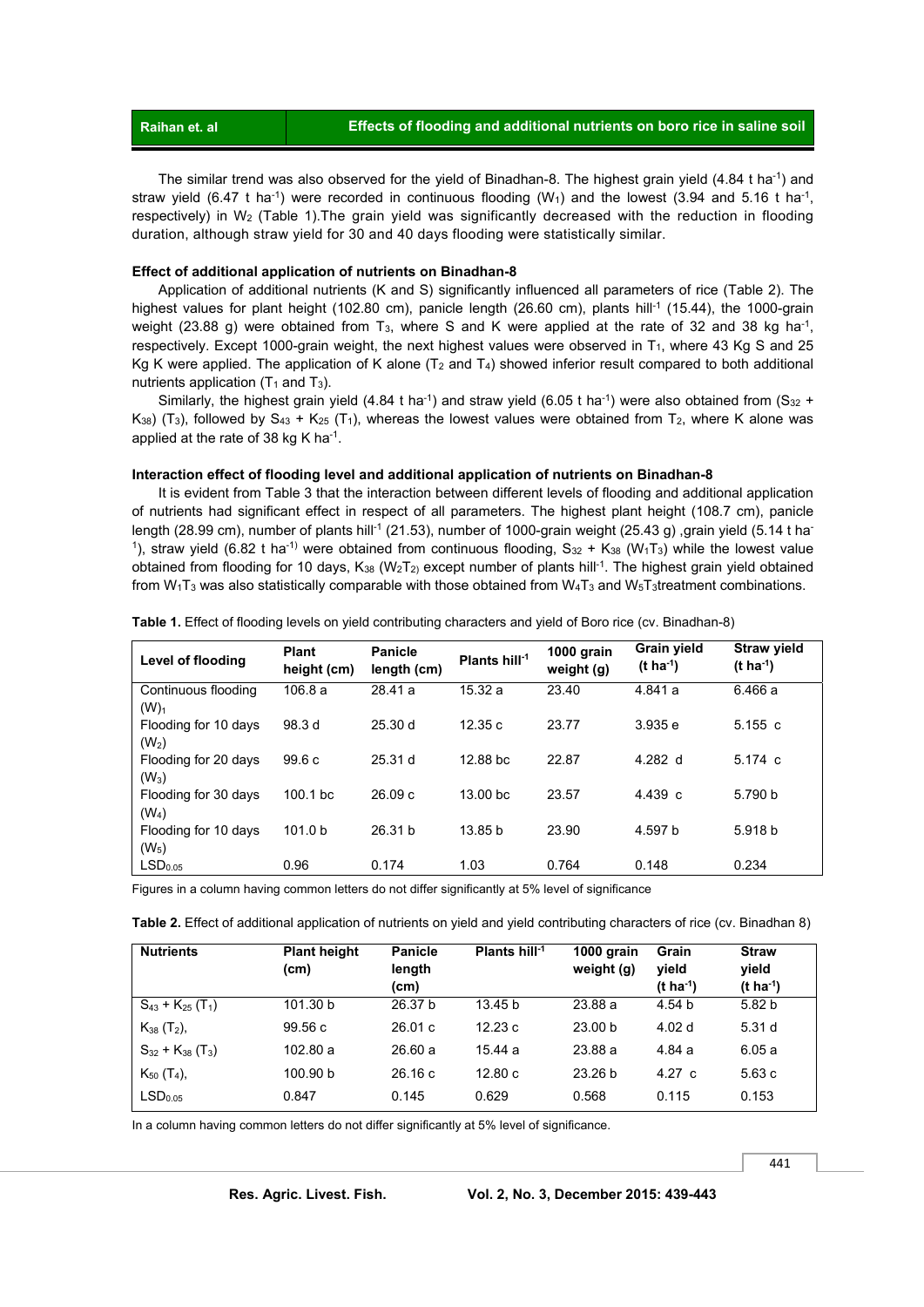The similar trend was also observed for the yield of Binadhan-8. The highest grain yield (4.84 t ha$^{-1}$) and straw yield (6.47 t ha$^{-1}$) were recorded in continuous flooding ($W_1$) and the lowest (3.94 and 5.16 t ha$^{-1}$, respectively) in $W_2$ (Table 1).The grain yield was significantly decreased with the reduction in flooding duration, although straw yield for 30 and 40 days flooding were statistically similar.

**Effect of additional application of nutrients on Binadhan-8**

Application of additional nutrients (K and S) significantly influenced all parameters of rice (Table 2). The highest values for plant height (102.80 cm), panicle length (26.60 cm), plants hill$^{-1}$ (15.44), the 1000-grain weight (23.88 g) were obtained from $T_3$, where S and K were applied at the rate of 32 and 38 kg ha$^{-1}$, respectively. Except 1000-grain weight, the next highest values were observed in $T_1$, where 43 Kg S and 25 Kg K were applied. The application of K alone ($T_2$ and $T_4$) showed inferior result compared to both additional nutrients application ($T_1$ and $T_3$).

Similarly, the highest grain yield (4.84 t ha$^{-1}$) and straw yield (6.05 t ha$^{-1}$) were also obtained from ($S_{32}$ + $K_{38}$) ($T_3$), followed by $S_{43}$ + $K_{25}$ ($T_1$), whereas the lowest values were obtained from $T_2$, where K alone was applied at the rate of 38 kg K ha$^{-1}$.

**Interaction effect of flooding level and additional application of nutrients on Binadhan-8**

It is evident from Table 3 that the interaction between different levels of flooding and additional application of nutrients had significant effect in respect of all parameters. The highest plant height (108.7 cm), panicle length (28.99 cm), number of plants hill$^{-1}$ (21.53), number of 1000-grain weight (25.43 g) ,grain yield (5.14 t ha$^{-1}$), straw yield (6.82 t ha$^{-1)}$ were obtained from continuous flooding, $S_{32}$ + $K_{38}$ ($W_1T_3$) while the lowest value obtained from flooding for 10 days, $K_{38}$ ($W_2T_{2)}$ except number of plants hill$^{-1}$. The highest grain yield obtained from $W_1T_3$ was also statistically comparable with those obtained from $W_4T_3$ and $W_5T_3$treatment combinations.

**Table 1.** Effect of flooding levels on yield contributing characters and yield of Boro rice (cv. Binadhan-8)

| Level of flooding | Plant height (cm) | Panicle length (cm) | Plants hill$^{-1}$ | 1000 grain weight (g) | Grain yield (t ha$^{-1}$) | Straw yield (t ha$^{-1}$) |
|---|---|---|---|---|---|---|
| Continuous flooding $(W)_1$ | 106.8 a | 28.41 a | 15.32 a | 23.40 | 4.841 a | 6.466 a |
| Flooding for 10 days ($W_2$) | 98.3 d | 25.30 d | 12.35 c | 23.77 | 3.935 e | 5.155 c |
| Flooding for 20 days ($W_3$) | 99.6 c | 25.31 d | 12.88 bc | 22.87 | 4.282 d | 5.174 c |
| Flooding for 30 days ($W_4$) | 100.1 bc | 26.09 c | 13.00 bc | 23.57 | 4.439 c | 5.790 b |
| Flooding for 10 days ($W_5$) | 101.0 b | 26.31 b | 13.85 b | 23.90 | 4.597 b | 5.918 b |
| $LSD_{0.05}$ | 0.96 | 0.174 | 1.03 | 0.764 | 0.148 | 0.234 |

Figures in a column having common letters do not differ significantly at 5% level of significance

**Table 2.** Effect of additional application of nutrients on yield and yield contributing characters of rice (cv. Binadhan 8)

| Nutrients | Plant height (cm) | Panicle length (cm) | Plants hill$^{-1}$ | 1000 grain weight (g) | Grain yield (t ha$^{-1}$) | Straw yield (t ha$^{-1}$) |
|---|---|---|---|---|---|---|
| $S_{43}$ + $K_{25}$ ($T_1$) | 101.30 b | 26.37 b | 13.45 b | 23.88 a | 4.54 b | 5.82 b |
| $K_{38}$ ($T_2$), | 99.56 c | 26.01 c | 12.23 c | 23.00 b | 4.02 d | 5.31 d |
| $S_{32}$ + $K_{38}$ ($T_3$) | 102.80 a | 26.60 a | 15.44 a | 23.88 a | 4.84 a | 6.05 a |
| $K_{50}$ ($T_4$), | 100.90 b | 26.16 c | 12.80 c | 23.26 b | 4.27 c | 5.63 c |
| $LSD_{0.05}$ | 0.847 | 0.145 | 0.629 | 0.568 | 0.115 | 0.153 |

In a column having common letters do not differ significantly at 5% level of significance.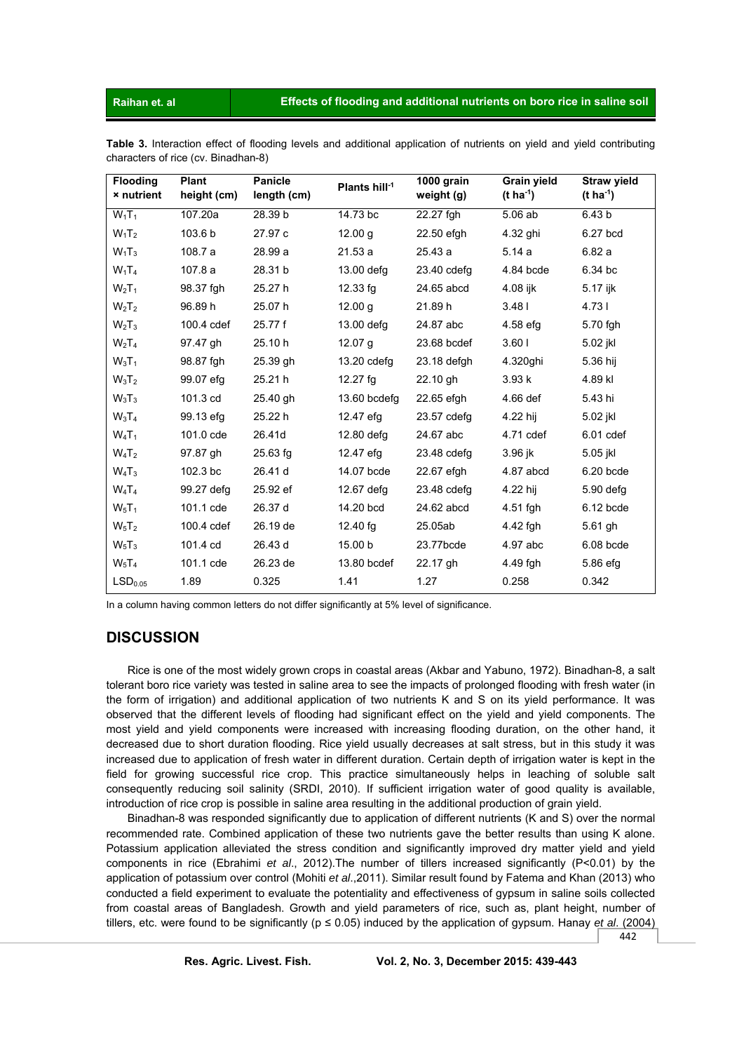**Table 3.** Interaction effect of flooding levels and additional application of nutrients on yield and yield contributing characters of rice (cv. Binadhan-8)

| Flooding × nutrient | Plant height (cm) | Panicle length (cm) | Plants hill$^{-1}$ | 1000 grain weight (g) | Grain yield (t ha$^{-1}$) | Straw yield (t ha$^{-1}$) |
|---|---|---|---|---|---|---|
| $W_1T_1$ | 107.20a | 28.39 b | 14.73 bc | 22.27 fgh | 5.06 ab | 6.43 b |
| $W_1T_2$ | 103.6 b | 27.97 c | 12.00 g | 22.50 efgh | 4.32 ghi | 6.27 bcd |
| $W_1T_3$ | 108.7 a | 28.99 a | 21.53 a | 25.43 a | 5.14 a | 6.82 a |
| $W_1T_4$ | 107.8 a | 28.31 b | 13.00 defg | 23.40 cdefg | 4.84 bcde | 6.34 bc |
| $W_2T_1$ | 98.37 fgh | 25.27 h | 12.33 fg | 24.65 abcd | 4.08 ijk | 5.17 ijk |
| $W_2T_2$ | 96.89 h | 25.07 h | 12.00 g | 21.89 h | 3.48 l | 4.73 l |
| $W_2T_3$ | 100.4 cdef | 25.77 f | 13.00 defg | 24.87 abc | 4.58 efg | 5.70 fgh |
| $W_2T_4$ | 97.47 gh | 25.10 h | 12.07 g | 23.68 bcdef | 3.60 l | 5.02 jkl |
| $W_3T_1$ | 98.87 fgh | 25.39 gh | 13.20 cdefg | 23.18 defgh | 4.320ghi | 5.36 hij |
| $W_3T_2$ | 99.07 efg | 25.21 h | 12.27 fg | 22.10 gh | 3.93 k | 4.89 kl |
| $W_3T_3$ | 101.3 cd | 25.40 gh | 13.60 bcdefg | 22.65 efgh | 4.66 def | 5.43 hi |
| $W_3T_4$ | 99.13 efg | 25.22 h | 12.47 efg | 23.57 cdefg | 4.22 hij | 5.02 jkl |
| $W_4T_1$ | 101.0 cde | 26.41d | 12.80 defg | 24.67 abc | 4.71 cdef | 6.01 cdef |
| $W_4T_2$ | 97.87 gh | 25.63 fg | 12.47 efg | 23.48 cdefg | 3.96 jk | 5.05 jkl |
| $W_4T_3$ | 102.3 bc | 26.41 d | 14.07 bcde | 22.67 efgh | 4.87 abcd | 6.20 bcde |
| $W_4T_4$ | 99.27 defg | 25.92 ef | 12.67 defg | 23.48 cdefg | 4.22 hij | 5.90 defg |
| $W_5T_1$ | 101.1 cde | 26.37 d | 14.20 bcd | 24.62 abcd | 4.51 fgh | 6.12 bcde |
| $W_5T_2$ | 100.4 cdef | 26.19 de | 12.40 fg | 25.05ab | 4.42 fgh | 5.61 gh |
| $W_5T_3$ | 101.4 cd | 26.43 d | 15.00 b | 23.77bcde | 4.97 abc | 6.08 bcde |
| $W_5T_4$ | 101.1 cde | 26.23 de | 13.80 bcdef | 22.17 gh | 4.49 fgh | 5.86 efg |
| $LSD_{0.05}$ | 1.89 | 0.325 | 1.41 | 1.27 | 0.258 | 0.342 |

In a column having common letters do not differ significantly at 5% level of significance.

## DISCUSSION

Rice is one of the most widely grown crops in coastal areas (Akbar and Yabuno, 1972). Binadhan-8, a salt tolerant boro rice variety was tested in saline area to see the impacts of prolonged flooding with fresh water (in the form of irrigation) and additional application of two nutrients K and S on its yield performance. It was observed that the different levels of flooding had significant effect on the yield and yield components. The most yield and yield components were increased with increasing flooding duration, on the other hand, it decreased due to short duration flooding. Rice yield usually decreases at salt stress, but in this study it was increased due to application of fresh water in different duration. Certain depth of irrigation water is kept in the field for growing successful rice crop. This practice simultaneously helps in leaching of soluble salt consequently reducing soil salinity (SRDI, 2010). If sufficient irrigation water of good quality is available, introduction of rice crop is possible in saline area resulting in the additional production of grain yield.

Binadhan-8 was responded significantly due to application of different nutrients (K and S) over the normal recommended rate. Combined application of these two nutrients gave the better results than using K alone. Potassium application alleviated the stress condition and significantly improved dry matter yield and yield components in rice (Ebrahimi *et al*., 2012).The number of tillers increased significantly ($P<0.01$) by the application of potassium over control (Mohiti *et al*.,2011). Similar result found by Fatema and Khan (2013) who conducted a field experiment to evaluate the potentiality and effectiveness of gypsum in saline soils collected from coastal areas of Bangladesh. Growth and yield parameters of rice, such as, plant height, number of tillers, etc. were found to be significantly ($p \leq 0.05$) induced by the application of gypsum. Hanay *et al*. (2004)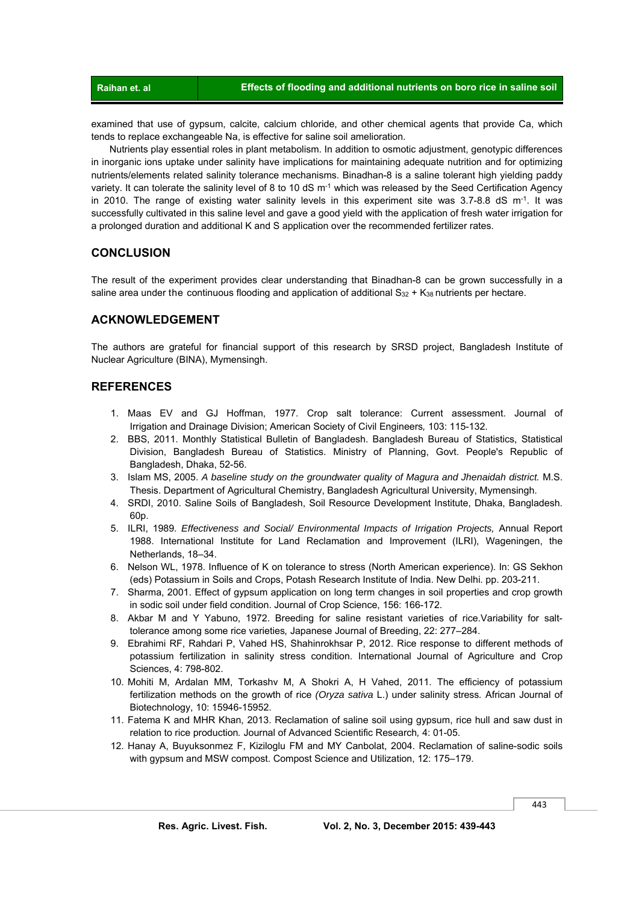examined that use of gypsum, calcite, calcium chloride, and other chemical agents that provide Ca, which tends to replace exchangeable Na, is effective for saline soil amelioration.

Nutrients play essential roles in plant metabolism. In addition to osmotic adjustment, genotypic differences in inorganic ions uptake under salinity have implications for maintaining adequate nutrition and for optimizing nutrients/elements related salinity tolerance mechanisms. Binadhan-8 is a saline tolerant high yielding paddy variety. It can tolerate the salinity level of 8 to 10 dS $m^{-1}$ which was released by the Seed Certification Agency in 2010. The range of existing water salinity levels in this experiment site was 3.7-8.8 dS $m^{-1}$. It was successfully cultivated in this saline level and gave a good yield with the application of fresh water irrigation for a prolonged duration and additional K and S application over the recommended fertilizer rates.

## CONCLUSION

The result of the experiment provides clear understanding that Binadhan-8 can be grown successfully in a saline area under the continuous flooding and application of additional $S_{32}$ + $K_{38}$ nutrients per hectare.

## ACKNOWLEDGEMENT

The authors are grateful for financial support of this research by SRSD project, Bangladesh Institute of Nuclear Agriculture (BINA), Mymensingh.

## REFERENCES

1. Maas EV and GJ Hoffman, 1977. Crop salt tolerance: Current assessment. Journal of Irrigation and Drainage Division; American Society of Civil Engineers, 103: 115-132.
2. BBS, 2011. Monthly Statistical Bulletin of Bangladesh. Bangladesh Bureau of Statistics, Statistical Division, Bangladesh Bureau of Statistics. Ministry of Planning, Govt. People's Republic of Bangladesh, Dhaka, 52-56.
3. Islam MS, 2005. *A baseline study on the groundwater quality of Magura and Jhenaidah district.* M.S. Thesis. Department of Agricultural Chemistry, Bangladesh Agricultural University, Mymensingh.
4. SRDI, 2010. Saline Soils of Bangladesh, Soil Resource Development Institute, Dhaka, Bangladesh. 60p.
5. ILRI, 1989. *Effectiveness and Social/ Environmental Impacts of Irrigation Projects,* Annual Report 1988. International Institute for Land Reclamation and Improvement (ILRI), Wageningen, the Netherlands, 18–34.
6. Nelson WL, 1978. Influence of K on tolerance to stress (North American experience). In: GS Sekhon (eds) Potassium in Soils and Crops, Potash Research Institute of India. New Delhi. pp. 203-211.
7. Sharma, 2001. Effect of gypsum application on long term changes in soil properties and crop growth in sodic soil under field condition. Journal of Crop Science, 156: 166-172.
8. Akbar M and Y Yabuno, 1972. Breeding for saline resistant varieties of rice.Variability for salt-tolerance among some rice varieties, Japanese Journal of Breeding, 22: 277–284.
9. Ebrahimi RF, Rahdari P, Vahed HS, Shahinrokhsar P, 2012. Rice response to different methods of potassium fertilization in salinity stress condition. International Journal of Agriculture and Crop Sciences, 4: 798-802.
10. Mohiti M, Ardalan MM, Torkashv M, A Shokri A, H Vahed, 2011. The efficiency of potassium fertilization methods on the growth of rice *(Oryza sativa* L.) under salinity stress. African Journal of Biotechnology, 10: 15946-15952.
11. Fatema K and MHR Khan, 2013. Reclamation of saline soil using gypsum, rice hull and saw dust in relation to rice production. Journal of Advanced Scientific Research, 4: 01-05.
12. Hanay A, Buyuksonmez F, Kiziloglu FM and MY Canbolat, 2004. Reclamation of saline-sodic soils with gypsum and MSW compost. Compost Science and Utilization, 12: 175–179.